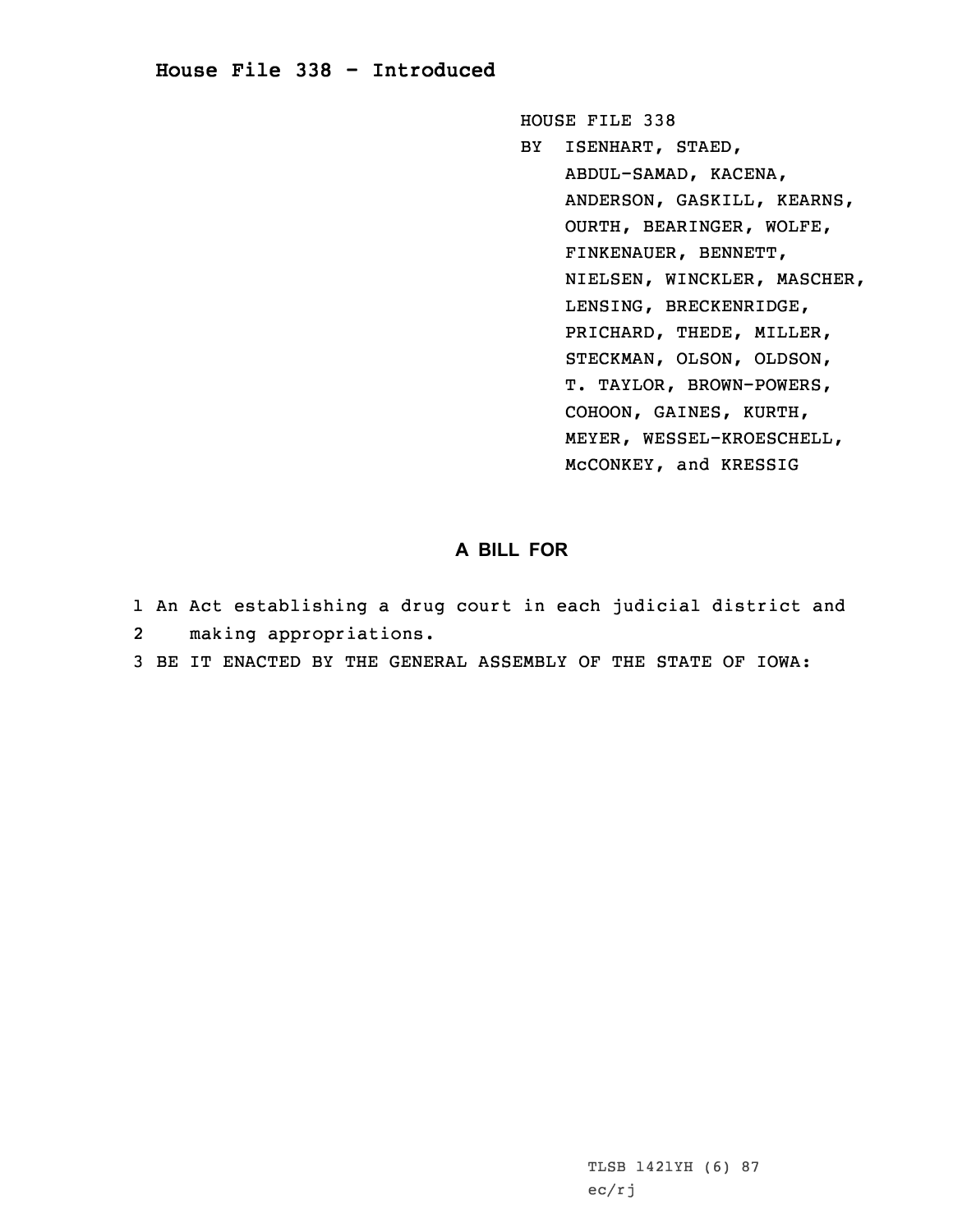# House File 338 - Introduced

HOUSE FILE 338
BY ISENHART, STAED, ABDUL-SAMAD, KACENA, ANDERSON, GASKILL, KEARNS, OURTH, BEARINGER, WOLFE, FINKENAUER, BENNETT, NIELSEN, WINCKLER, MASCHER, LENSING, BRECKENRIDGE, PRICHARD, THEDE, MILLER, STECKMAN, OLSON, OLDSON, T. TAYLOR, BROWN-POWERS, COHOON, GAINES, KURTH, MEYER, WESSEL-KROESCHELL, McCONKEY, and KRESSIG

## A BILL FOR

1 An Act establishing a drug court in each judicial district and
2 making appropriations.
3 BE IT ENACTED BY THE GENERAL ASSEMBLY OF THE STATE OF IOWA:

TLSB 1421YH (6) 87
ec/rj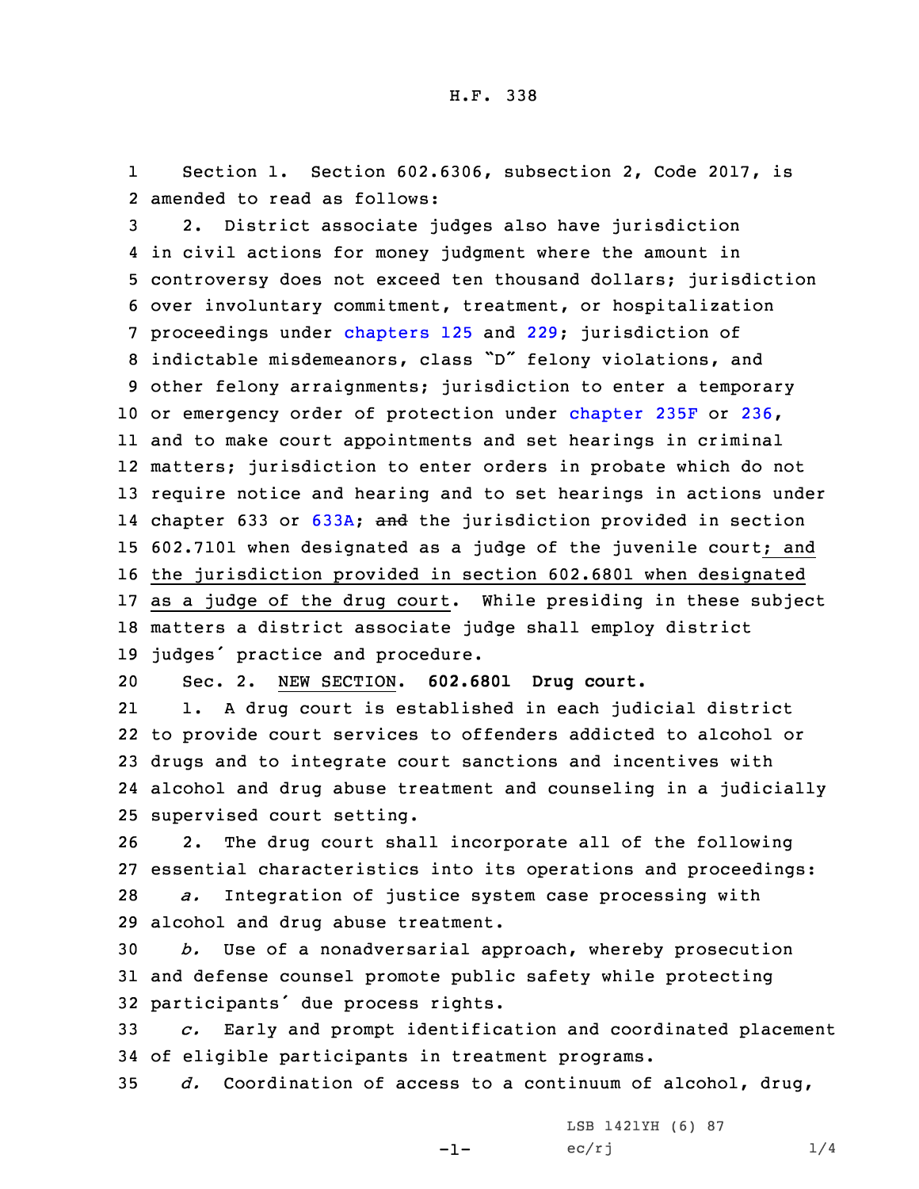Section 1. Section 602.6306, subsection 2, Code 2017, is amended to read as follows:

2. District associate judges also have jurisdiction in civil actions for money judgment where the amount in controversy does not exceed ten thousand dollars; jurisdiction over involuntary commitment, treatment, or hospitalization proceedings under chapters 125 and 229; jurisdiction of indictable misdemeanors, class "D" felony violations, and other felony arraignments; jurisdiction to enter a temporary or emergency order of protection under chapter 235F or 236, and to make court appointments and set hearings in criminal matters; jurisdiction to enter orders in probate which do not require notice and hearing and to set hearings in actions under chapter 633 or 633A; ~~and~~ the jurisdiction provided in section 602.7101 when designated as a judge of the juvenile court; and the jurisdiction provided in section 602.6801 when designated as a judge of the drug court. While presiding in these subject matters a district associate judge shall employ district judges' practice and procedure.

Sec. 2. NEW SECTION. **602.6801 Drug court.**

1. A drug court is established in each judicial district to provide court services to offenders addicted to alcohol or drugs and to integrate court sanctions and incentives with alcohol and drug abuse treatment and counseling in a judicially supervised court setting.

2. The drug court shall incorporate all of the following essential characteristics into its operations and proceedings:

*a.* Integration of justice system case processing with alcohol and drug abuse treatment.

*b.* Use of a nonadversarial approach, whereby prosecution and defense counsel promote public safety while protecting participants' due process rights.

*c.* Early and prompt identification and coordinated placement of eligible participants in treatment programs.

*d.* Coordination of access to a continuum of alcohol, drug,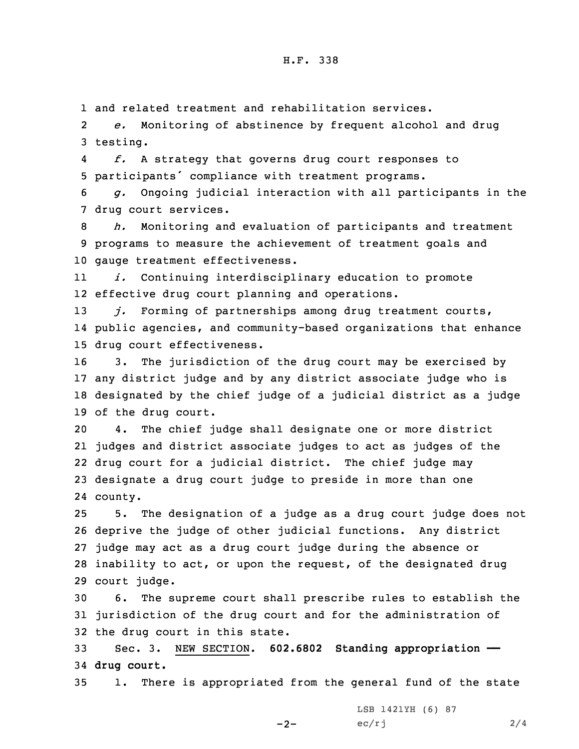and related treatment and rehabilitation services.

*e.* Monitoring of abstinence by frequent alcohol and drug testing.

*f.* A strategy that governs drug court responses to participants' compliance with treatment programs.

*g.* Ongoing judicial interaction with all participants in the drug court services.

*h.* Monitoring and evaluation of participants and treatment programs to measure the achievement of treatment goals and gauge treatment effectiveness.

*i.* Continuing interdisciplinary education to promote effective drug court planning and operations.

*j.* Forming of partnerships among drug treatment courts, public agencies, and community-based organizations that enhance drug court effectiveness.

3. The jurisdiction of the drug court may be exercised by any district judge and by any district associate judge who is designated by the chief judge of a judicial district as a judge of the drug court.

4. The chief judge shall designate one or more district judges and district associate judges to act as judges of the drug court for a judicial district. The chief judge may designate a drug court judge to preside in more than one county.

5. The designation of a judge as a drug court judge does not deprive the judge of other judicial functions. Any district judge may act as a drug court judge during the absence or inability to act, or upon the request, of the designated drug court judge.

6. The supreme court shall prescribe rules to establish the jurisdiction of the drug court and for the administration of the drug court in this state.

Sec. 3. NEW SECTION. **602.6802 Standing appropriation — drug court.**

1. There is appropriated from the general fund of the state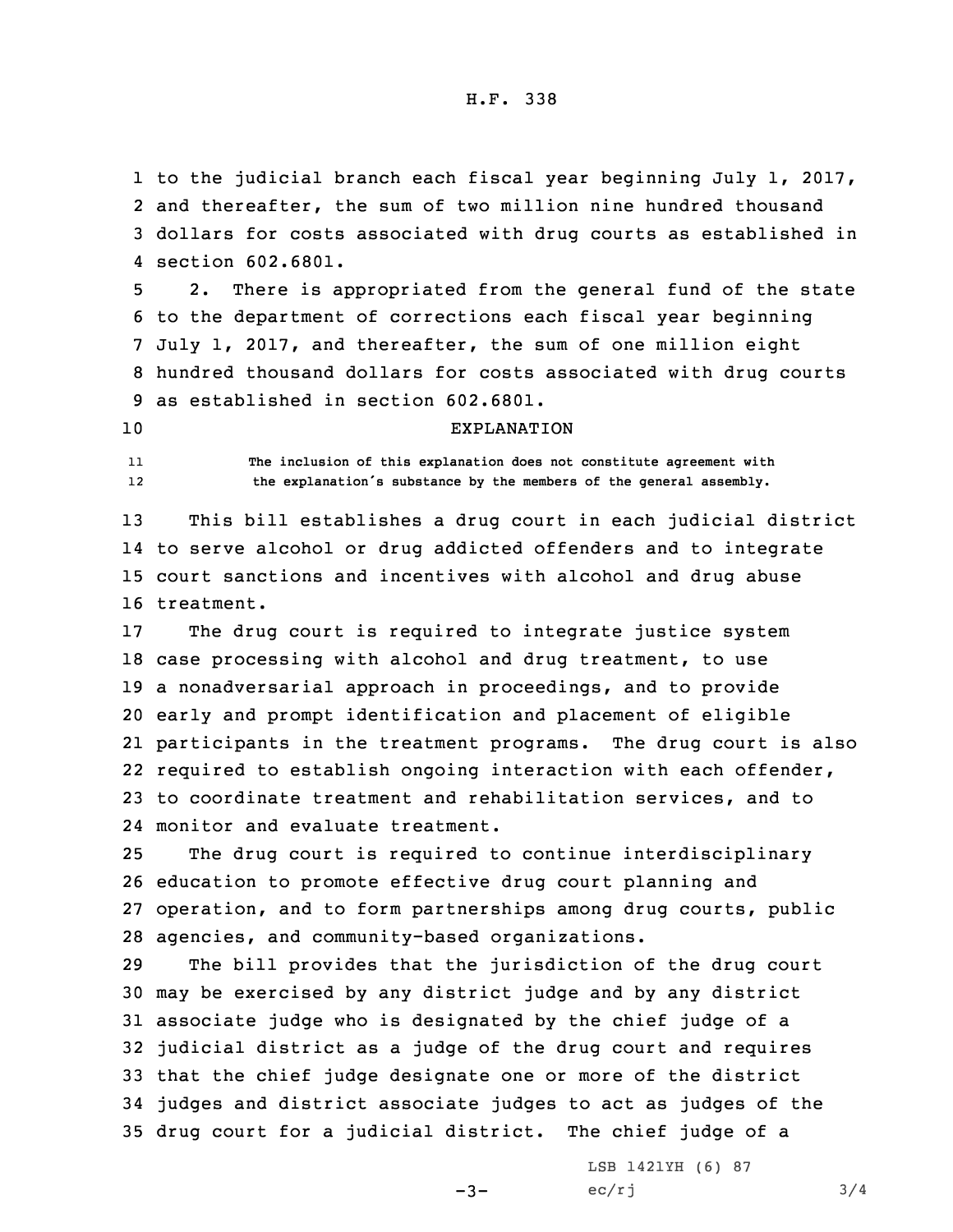to the judicial branch each fiscal year beginning July 1, 2017, and thereafter, the sum of two million nine hundred thousand dollars for costs associated with drug courts as established in section 602.6801.

2. There is appropriated from the general fund of the state to the department of corrections each fiscal year beginning July 1, 2017, and thereafter, the sum of one million eight hundred thousand dollars for costs associated with drug courts as established in section 602.6801.

EXPLANATION

The inclusion of this explanation does not constitute agreement with the explanation's substance by the members of the general assembly.

This bill establishes a drug court in each judicial district to serve alcohol or drug addicted offenders and to integrate court sanctions and incentives with alcohol and drug abuse treatment.

The drug court is required to integrate justice system case processing with alcohol and drug treatment, to use a nonadversarial approach in proceedings, and to provide early and prompt identification and placement of eligible participants in the treatment programs. The drug court is also required to establish ongoing interaction with each offender, to coordinate treatment and rehabilitation services, and to monitor and evaluate treatment.

The drug court is required to continue interdisciplinary education to promote effective drug court planning and operation, and to form partnerships among drug courts, public agencies, and community-based organizations.

The bill provides that the jurisdiction of the drug court may be exercised by any district judge and by any district associate judge who is designated by the chief judge of a judicial district as a judge of the drug court and requires that the chief judge designate one or more of the district judges and district associate judges to act as judges of the drug court for a judicial district. The chief judge of a

LSB 1421YH (6) 87
ec/rj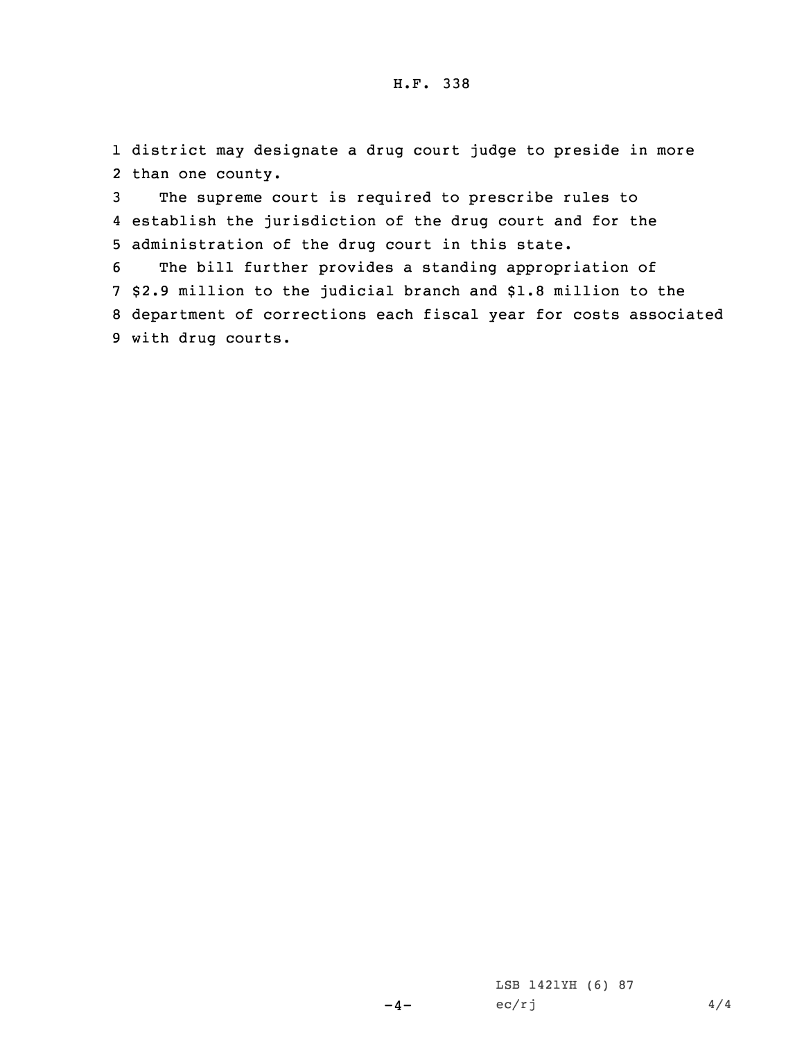district may designate a drug court judge to preside in more than one county.

The supreme court is required to prescribe rules to establish the jurisdiction of the drug court and for the administration of the drug court in this state.

The bill further provides a standing appropriation of $2.9 million to the judicial branch and $1.8 million to the department of corrections each fiscal year for costs associated with drug courts.